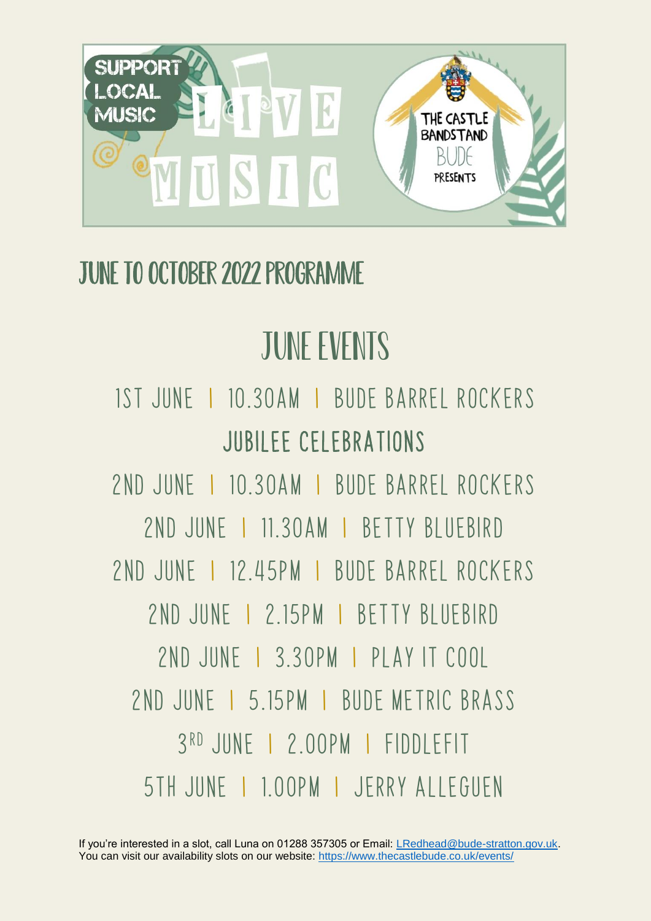SUPPORT LOCAL MUSIC

LIVE MUSIC

THE CASTLE BANDSTAND BUDE PRESENTS

# JUNE TO OCTOBER 2022 PROGRAMME

## JUNE EVENTS

1ST JUNE | 10.30AM | BUDE BARREL ROCKERS

### JUBILEE CELEBRATIONS

2ND JUNE | 10.30AM | BUDE BARREL ROCKERS

2ND JUNE | 11.30AM | BETTY BLUEBIRD

2ND JUNE | 12.45PM | BUDE BARREL ROCKERS

2ND JUNE | 2.15PM | BETTY BLUEBIRD

2ND JUNE | 3.30PM | PLAY IT COOL

2ND JUNE | 5.15PM | BUDE METRIC BRASS

3RD JUNE | 2.00PM | FIDDLEFIT

5TH JUNE | 1.00PM | JERRY ALLEGUEN

If you're interested in a slot, call Luna on 01288 357305 or Email: LRedhead@bude-stratton.gov.uk.
You can visit our availability slots on our website: https://www.thecastlebude.co.uk/events/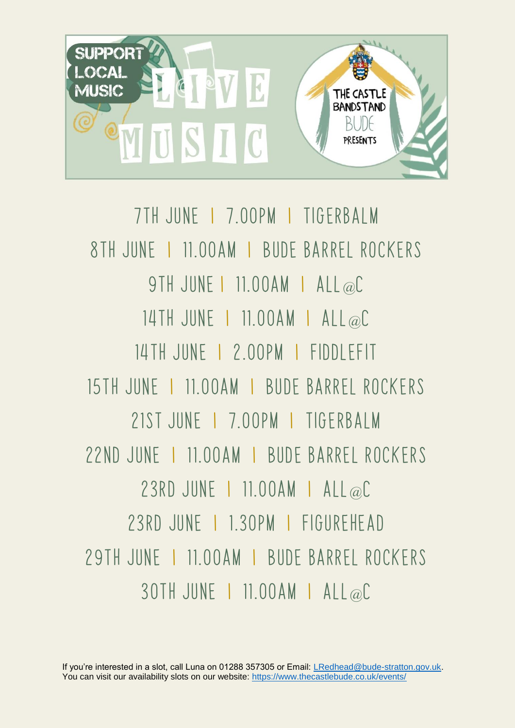SUPPORT LOCAL MUSIC

# LIVE MUSIC

THE CASTLE BANDSTAND BUDE PRESENTS

7TH JUNE | 7.00PM | TIGERBALM

8TH JUNE | 11.00AM | BUDE BARREL ROCKERS

9TH JUNE | 11.00AM | ALL@C

14TH JUNE | 11.00AM | ALL@C

14TH JUNE | 2.00PM | FIDDLEFIT

15TH JUNE | 11.00AM | BUDE BARREL ROCKERS

21ST JUNE | 7.00PM | TIGERBALM

22ND JUNE | 11.00AM | BUDE BARREL ROCKERS

23RD JUNE | 11.00AM | ALL@C

23RD JUNE | 1.30PM | FIGUREHEAD

29TH JUNE | 11.00AM | BUDE BARREL ROCKERS

30TH JUNE | 11.00AM | ALL@C

If you're interested in a slot, call Luna on 01288 357305 or Email: LRedhead@bude-stratton.gov.uk.
You can visit our availability slots on our website: https://www.thecastlebude.co.uk/events/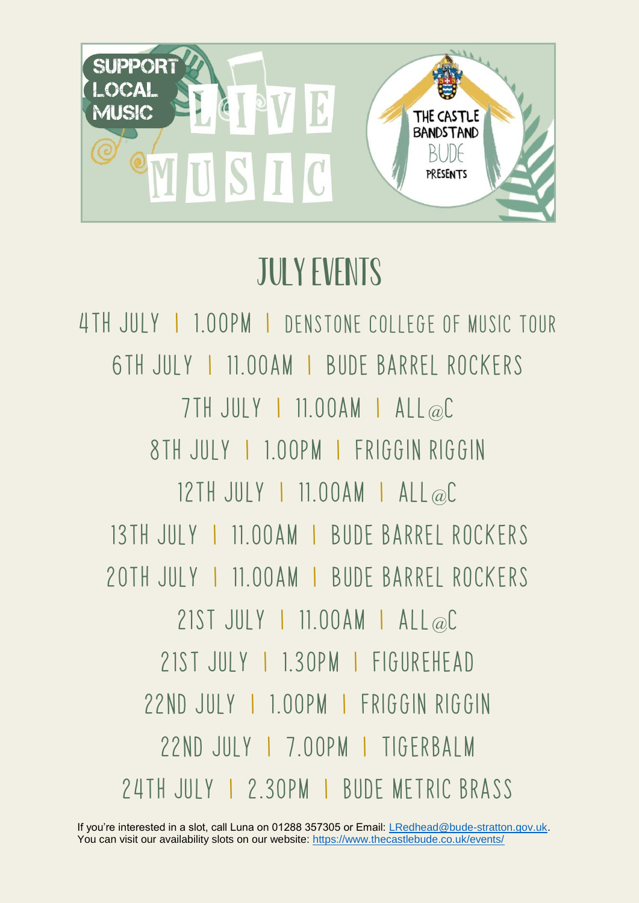SUPPORT LOCAL MUSIC

LIVE MUSIC

THE CASTLE BANDSTAND BUDE PRESENTS

# JULY EVENTS

4TH JULY | 1.00PM | DENSTONE COLLEGE OF MUSIC TOUR

6TH JULY | 11.00AM | BUDE BARREL ROCKERS

7TH JULY | 11.00AM | ALL@C

8TH JULY | 1.00PM | FRIGGIN RIGGIN

12TH JULY | 11.00AM | ALL@C

13TH JULY | 11.00AM | BUDE BARREL ROCKERS

20TH JULY | 11.00AM | BUDE BARREL ROCKERS

21ST JULY | 11.00AM | ALL@C

21ST JULY | 1.30PM | FIGUREHEAD

22ND JULY | 1.00PM | FRIGGIN RIGGIN

22ND JULY | 7.00PM | TIGERBALM

24TH JULY | 2.30PM | BUDE METRIC BRASS

If you're interested in a slot, call Luna on 01288 357305 or Email: LRedhead@bude-stratton.gov.uk.
You can visit our availability slots on our website: https://www.thecastlebude.co.uk/events/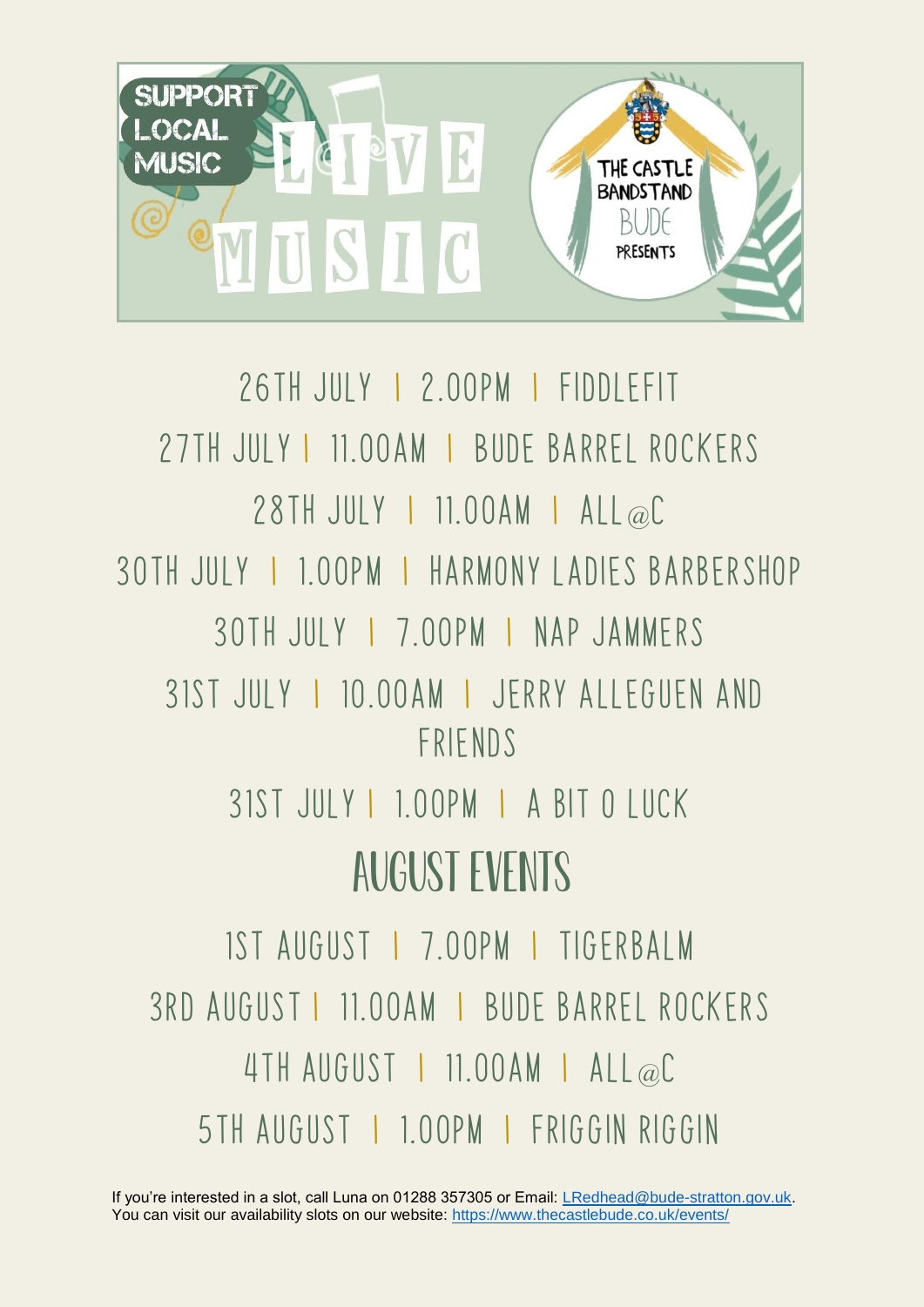SUPPORT LOCAL MUSIC

# LIVE MUSIC

THE CASTLE BANDSTAND BUDE PRESENTS

26TH JULY | 2.00PM | FIDDLEFIT

27TH JULY | 11.00AM | BUDE BARREL ROCKERS

28TH JULY | 11.00AM | ALL@C

30TH JULY | 1.00PM | HARMONY LADIES BARBERSHOP

30TH JULY | 7.00PM | NAP JAMMERS

31ST JULY | 10.00AM | JERRY ALLEGUEN AND FRIENDS

31ST JULY | 1.00PM | A BIT O LUCK

## AUGUST EVENTS

1ST AUGUST | 7.00PM | TIGERBALM

3RD AUGUST | 11.00AM | BUDE BARREL ROCKERS

4TH AUGUST | 11.00AM | ALL@C

5TH AUGUST | 1.00PM | FRIGGIN RIGGIN

If you're interested in a slot, call Luna on 01288 357305 or Email: LRedhead@bude-stratton.gov.uk.
You can visit our availability slots on our website: https://www.thecastlebude.co.uk/events/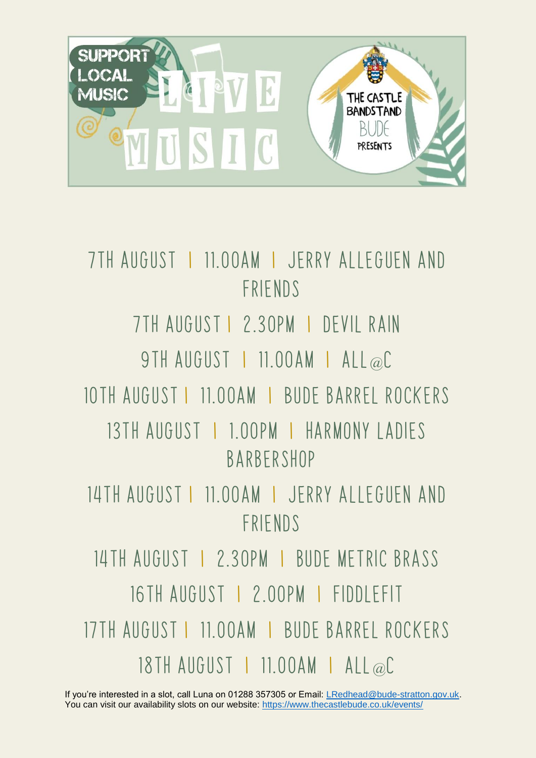SUPPORT LOCAL MUSIC

# LIVE MUSIC

THE CASTLE BANDSTAND BUDE PRESENTS

7TH AUGUST | 11.00AM | JERRY ALLEGUEN AND FRIENDS

7TH AUGUST | 2.30PM | DEVIL RAIN

9TH AUGUST | 11.00AM | ALL @C

10TH AUGUST | 11.00AM | BUDE BARREL ROCKERS

13TH AUGUST | 1.00PM | HARMONY LADIES BARBERSHOP

14TH AUGUST | 11.00AM | JERRY ALLEGUEN AND FRIENDS

14TH AUGUST | 2.30PM | BUDE METRIC BRASS

16TH AUGUST | 2.00PM | FIDDLEFIT

17TH AUGUST | 11.00AM | BUDE BARREL ROCKERS

18TH AUGUST | 11.00AM | ALL @C

If you're interested in a slot, call Luna on 01288 357305 or Email: LRedhead@bude-stratton.gov.uk.
You can visit our availability slots on our website: https://www.thecastlebude.co.uk/events/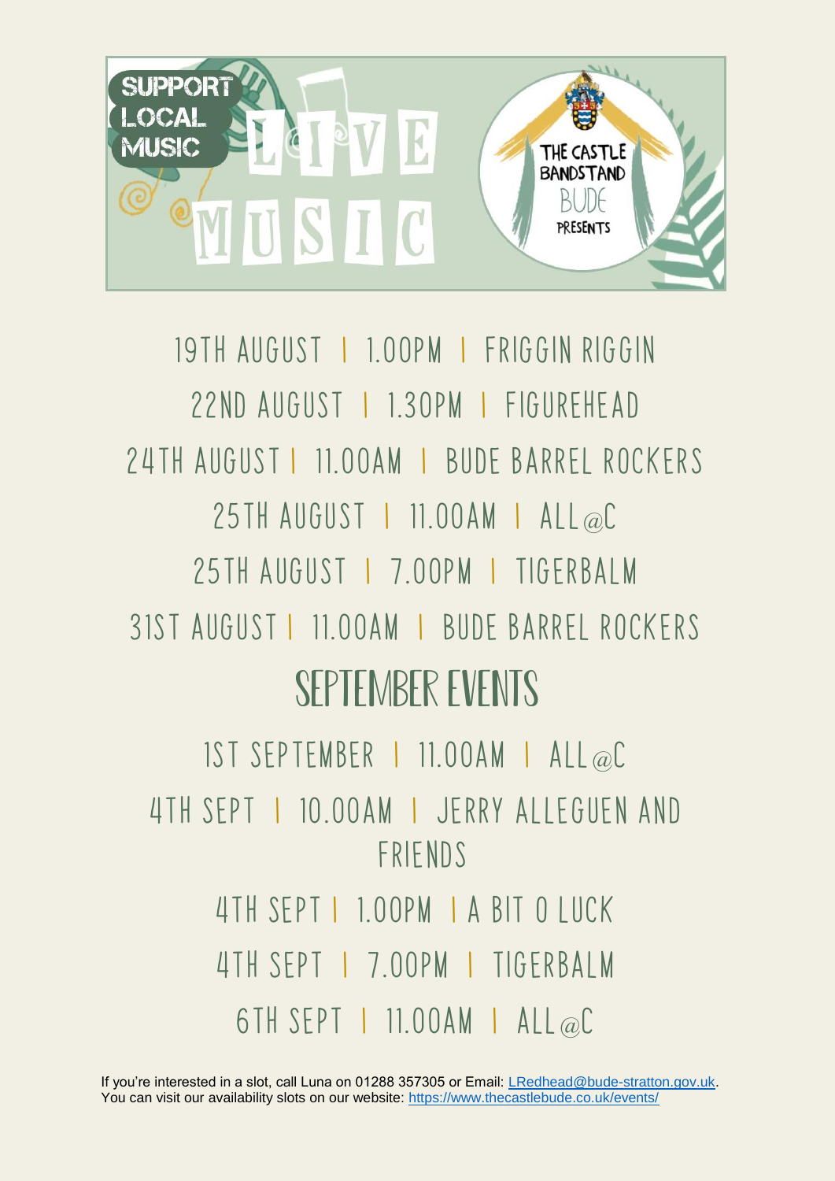SUPPORT LOCAL MUSIC

# LIVE MUSIC

THE CASTLE BANDSTAND BUDE PRESENTS

19TH AUGUST | 1.00PM | FRIGGIN RIGGIN

22ND AUGUST | 1.30PM | FIGUREHEAD

24TH AUGUST | 11.00AM | BUDE BARREL ROCKERS

25TH AUGUST | 11.00AM | ALL@C

25TH AUGUST | 7.00PM | TIGERBALM

31ST AUGUST | 11.00AM | BUDE BARREL ROCKERS

## SEPTEMBER EVENTS

1ST SEPTEMBER | 11.00AM | ALL@C

4TH SEPT | 10.00AM | JERRY ALLEGUEN AND FRIENDS

4TH SEPT | 1.00PM | A BIT O LUCK

4TH SEPT | 7.00PM | TIGERBALM

6TH SEPT | 11.00AM | ALL@C

If you're interested in a slot, call Luna on 01288 357305 or Email: LRedhead@bude-stratton.gov.uk.
You can visit our availability slots on our website: https://www.thecastlebude.co.uk/events/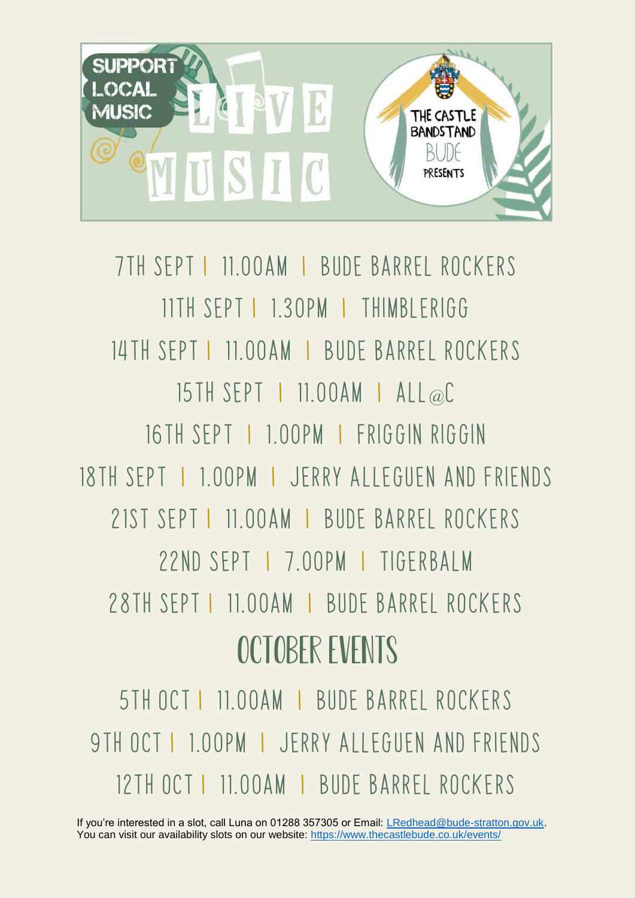Support Local Music

# Live Music

The Castle Bandstand Bude Presents

7TH SEPT | 11.00AM | BUDE BARREL ROCKERS

11TH SEPT | 1.30PM | THIMBLERIGG

14TH SEPT | 11.00AM | BUDE BARREL ROCKERS

15TH SEPT | 11.00AM | ALL@C

16TH SEPT | 1.00PM | FRIGGIN RIGGIN

18TH SEPT | 1.00PM | JERRY ALLEGUEN AND FRIENDS

21ST SEPT | 11.00AM | BUDE BARREL ROCKERS

22ND SEPT | 7.00PM | TIGERBALM

28TH SEPT | 11.00AM | BUDE BARREL ROCKERS

## OCTOBER EVENTS

5TH OCT | 11.00AM | BUDE BARREL ROCKERS

9TH OCT | 1.00PM | JERRY ALLEGUEN AND FRIENDS

12TH OCT | 11.00AM | BUDE BARREL ROCKERS

If you're interested in a slot, call Luna on 01288 357305 or Email: LRedhead@bude-stratton.gov.uk.
You can visit our availability slots on our website: https://www.thecastlebude.co.uk/events/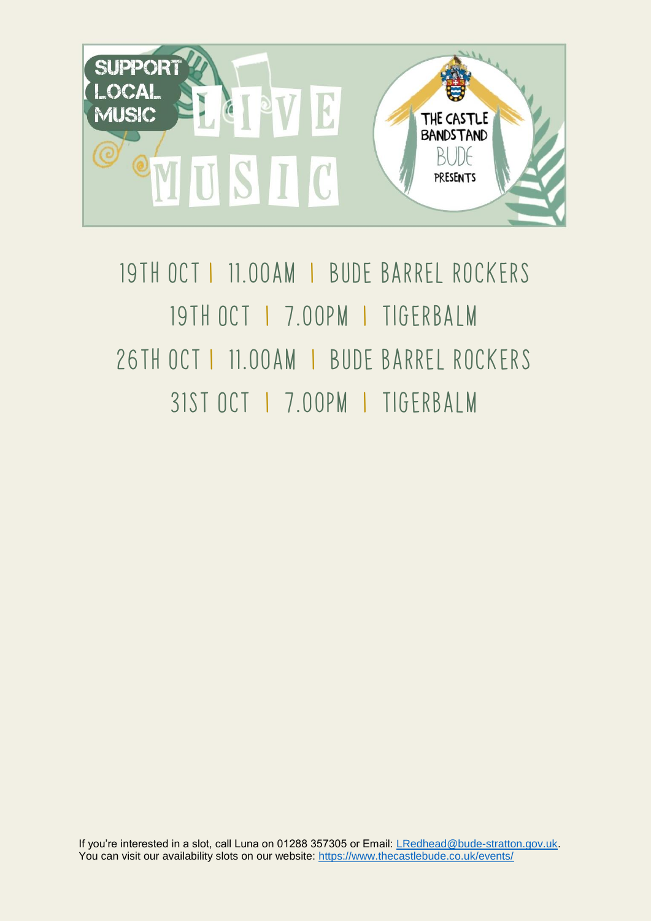SUPPORT LOCAL MUSIC

# LIVE MUSIC

THE CASTLE BANDSTAND BUDE PRESENTS

19TH OCT | 11.00AM | BUDE BARREL ROCKERS

19TH OCT | 7.00PM | TIGERBALM

26TH OCT | 11.00AM | BUDE BARREL ROCKERS

31ST OCT | 7.00PM | TIGERBALM

If you're interested in a slot, call Luna on 01288 357305 or Email: LRedhead@bude-stratton.gov.uk.
You can visit our availability slots on our website: https://www.thecastlebude.co.uk/events/